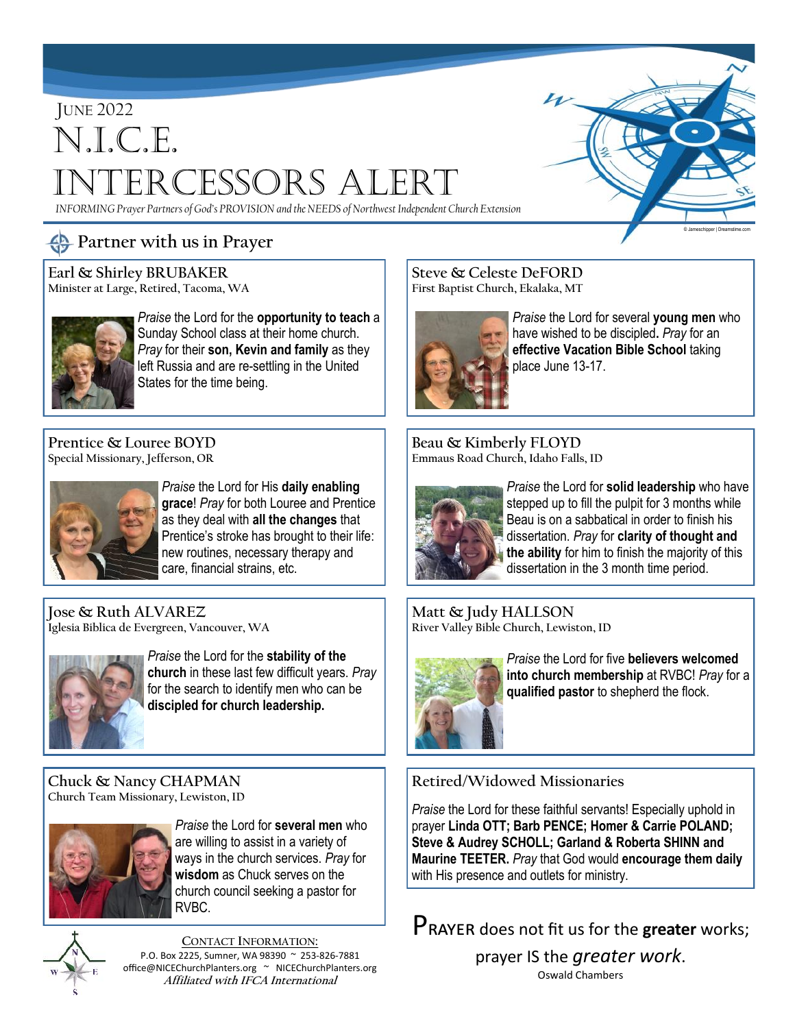June 2022

# N.I.C.E. Intercessors Alert

*INFORMING Prayer Partners of God's PROVISION and the NEEDS of Northwest Independent Church Extension*

© Jameschipper | Dreamstime.com

## Partner with us in Prayer

### Earl & Shirley BRUBAKER
**Minister at Large, Retired, Tacoma, WA**

*Praise* the Lord for the **opportunity to teach** a Sunday School class at their home church. *Pray* for their **son, Kevin and family** as they left Russia and are re-settling in the United States for the time being.

### Prentice & Louree BOYD
**Special Missionary, Jefferson, OR**

*Praise* the Lord for His **daily enabling grace**! *Pray* for both Louree and Prentice as they deal with **all the changes** that Prentice's stroke has brought to their life: new routines, necessary therapy and care, financial strains, etc.

### Jose & Ruth ALVAREZ
**Iglesia Biblica de Evergreen, Vancouver, WA**

*Praise* the Lord for the **stability of the church** in these last few difficult years. *Pray* for the search to identify men who can be **discipled for church leadership.**

### Chuck & Nancy CHAPMAN
**Church Team Missionary, Lewiston, ID**

*Praise* the Lord for **several men** who are willing to assist in a variety of ways in the church services. *Pray* for **wisdom** as Chuck serves on the church council seeking a pastor for RVBC.

### Steve & Celeste DeFORD
**First Baptist Church, Ekalaka, MT**

*Praise* the Lord for several **young men** who have wished to be discipled**.** *Pray* for an **effective Vacation Bible School** taking place June 13-17.

### Beau & Kimberly FLOYD
**Emmaus Road Church, Idaho Falls, ID**

*Praise* the Lord for **solid leadership** who have stepped up to fill the pulpit for 3 months while Beau is on a sabbatical in order to finish his dissertation. *Pray* for **clarity of thought and the ability** for him to finish the majority of this dissertation in the 3 month time period.

### Matt & Judy HALLSON
**River Valley Bible Church, Lewiston, ID**

*Praise* the Lord for five **believers welcomed into church membership** at RVBC! *Pray* for a **qualified pastor** to shepherd the flock.

### Retired/Widowed Missionaries

*Praise* the Lord for these faithful servants! Especially uphold in prayer **Linda OTT; Barb PENCE; Homer & Carrie POLAND; Steve & Audrey SCHOLL; Garland & Roberta SHINN and Maurine TEETER.** *Pray* that God would **encourage them daily** with His presence and outlets for ministry.

---

Prayer does not fit us for the **greater** works; prayer IS the *greater work*.
Oswald Chambers

---

Contact Information:
P.O. Box 2225, Sumner, WA 98390 ~ 253-826-7881
office@NICEChurchPlanters.org ~ NICEChurchPlanters.org
*Affiliated with IFCA International*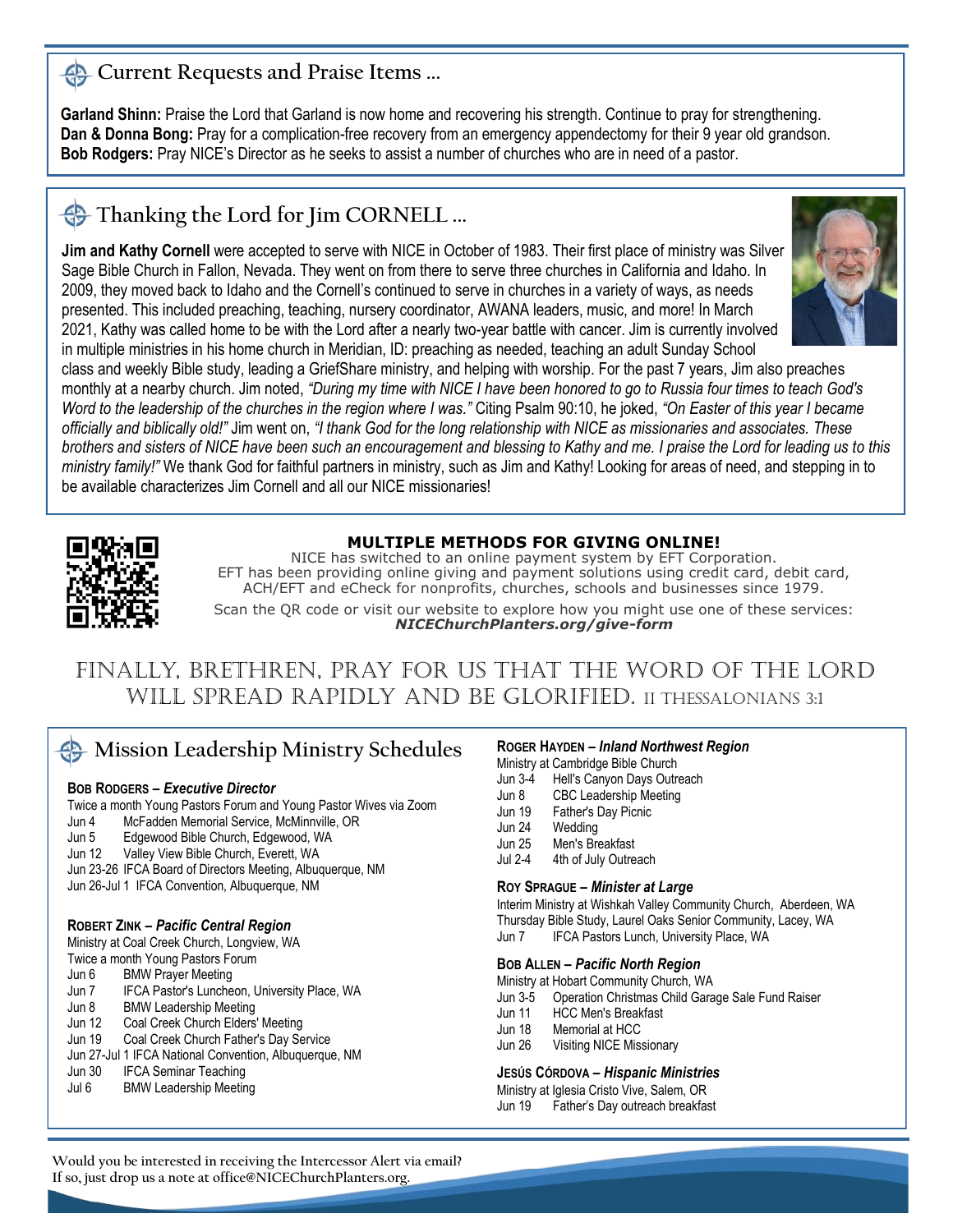## Current Requests and Praise Items …

**Garland Shinn:** Praise the Lord that Garland is now home and recovering his strength. Continue to pray for strengthening.
**Dan & Donna Bong:** Pray for a complication-free recovery from an emergency appendectomy for their 9 year old grandson.
**Bob Rodgers:** Pray NICE's Director as he seeks to assist a number of churches who are in need of a pastor.

## Thanking the Lord for Jim CORNELL …

**Jim and Kathy Cornell** were accepted to serve with NICE in October of 1983. Their first place of ministry was Silver Sage Bible Church in Fallon, Nevada. They went on from there to serve three churches in California and Idaho. In 2009, they moved back to Idaho and the Cornell's continued to serve in churches in a variety of ways, as needs presented. This included preaching, teaching, nursery coordinator, AWANA leaders, music, and more! In March 2021, Kathy was called home to be with the Lord after a nearly two-year battle with cancer. Jim is currently involved in multiple ministries in his home church in Meridian, ID: preaching as needed, teaching an adult Sunday School class and weekly Bible study, leading a GriefShare ministry, and helping with worship. For the past 7 years, Jim also preaches monthly at a nearby church. Jim noted, *"During my time with NICE I have been honored to go to Russia four times to teach God's Word to the leadership of the churches in the region where I was."* Citing Psalm 90:10, he joked, *"On Easter of this year I became officially and biblically old!"* Jim went on, *"I thank God for the long relationship with NICE as missionaries and associates. These brothers and sisters of NICE have been such an encouragement and blessing to Kathy and me. I praise the Lord for leading us to this ministry family!"* We thank God for faithful partners in ministry, such as Jim and Kathy! Looking for areas of need, and stepping in to be available characterizes Jim Cornell and all our NICE missionaries!

**MULTIPLE METHODS FOR GIVING ONLINE!**

NICE has switched to an online payment system by EFT Corporation.
EFT has been providing online giving and payment solutions using credit card, debit card, ACH/EFT and eCheck for nonprofits, churches, schools and businesses since 1979.

Scan the QR code or visit our website to explore how you might use one of these services:
***NICEChurchPlanters.org/give-form***

FINALLY, BRETHREN, PRAY FOR US THAT THE WORD OF THE LORD WILL SPREAD RAPIDLY AND BE GLORIFIED. II THESSALONIANS 3:1

## Mission Leadership Ministry Schedules

**BOB RODGERS – *Executive Director***
Twice a month Young Pastors Forum and Young Pastor Wives via Zoom
Jun 4 McFadden Memorial Service, McMinnville, OR
Jun 5 Edgewood Bible Church, Edgewood, WA
Jun 12 Valley View Bible Church, Everett, WA
Jun 23-26 IFCA Board of Directors Meeting, Albuquerque, NM
Jun 26-Jul 1 IFCA Convention, Albuquerque, NM

**ROBERT ZINK – *Pacific Central Region***
Ministry at Coal Creek Church, Longview, WA
Twice a month Young Pastors Forum
Jun 6 BMW Prayer Meeting
Jun 7 IFCA Pastor's Luncheon, University Place, WA
Jun 8 BMW Leadership Meeting
Jun 12 Coal Creek Church Elders' Meeting
Jun 19 Coal Creek Church Father's Day Service
Jun 27-Jul 1 IFCA National Convention, Albuquerque, NM
Jun 30 IFCA Seminar Teaching
Jul 6 BMW Leadership Meeting

**ROGER HAYDEN – *Inland Northwest Region***
Ministry at Cambridge Bible Church
Jun 3-4 Hell's Canyon Days Outreach
Jun 8 CBC Leadership Meeting
Jun 19 Father's Day Picnic
Jun 24 Wedding
Jun 25 Men's Breakfast
Jul 2-4 4th of July Outreach

**ROY SPRAGUE – *Minister at Large***
Interim Ministry at Wishkah Valley Community Church, Aberdeen, WA
Thursday Bible Study, Laurel Oaks Senior Community, Lacey, WA
Jun 7 IFCA Pastors Lunch, University Place, WA

**BOB ALLEN – *Pacific North Region***
Ministry at Hobart Community Church, WA
Jun 3-5 Operation Christmas Child Garage Sale Fund Raiser
Jun 11 HCC Men's Breakfast
Jun 18 Memorial at HCC
Jun 26 Visiting NICE Missionary

**JESÚS CÓRDOVA – *Hispanic Ministries***
Ministry at Iglesia Cristo Vive, Salem, OR
Jun 19 Father's Day outreach breakfast

Would you be interested in receiving the Intercessor Alert via email?
If so, just drop us a note at office@NICEChurchPlanters.org.